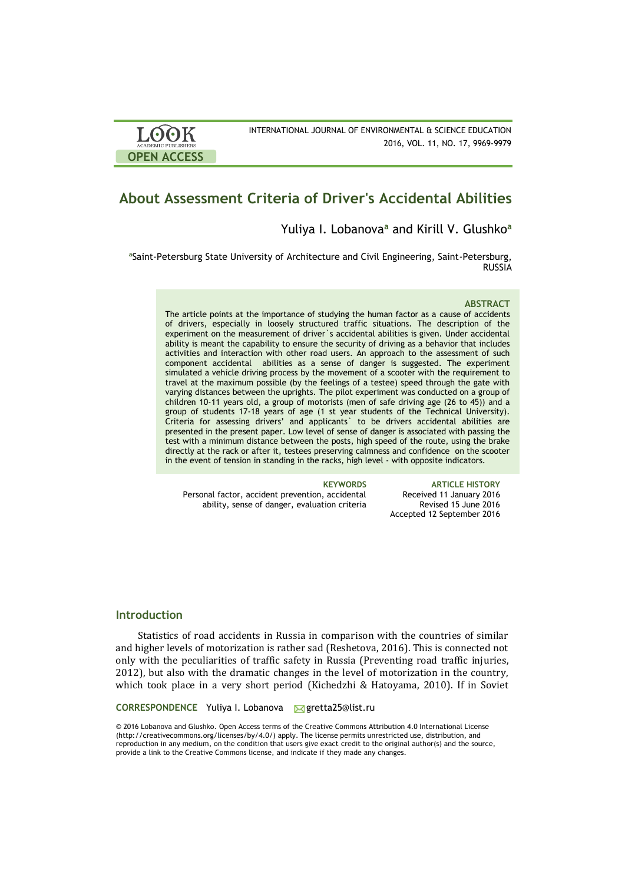# About Assessment Criteria of Driver's Accidental Abilities

Yuliya I. Lobanova[a] and Kirill V. Glushko[a]

[a]Saint-Petersburg State University of Architecture and Civil Engineering, Saint-Petersburg, RUSSIA

### ABSTRACT

The article points at the importance of studying the human factor as a cause of accidents of drivers, especially in loosely structured traffic situations. The description of the experiment on the measurement of driver`s accidental abilities is given. Under accidental ability is meant the capability to ensure the security of driving as a behavior that includes activities and interaction with other road users. An approach to the assessment of such component accidental abilities as a sense of danger is suggested. The experiment simulated a vehicle driving process by the movement of a scooter with the requirement to travel at the maximum possible (by the feelings of a testee) speed through the gate with varying distances between the uprights. The pilot experiment was conducted on a group of children 10-11 years old, a group of motorists (men of safe driving age (26 to 45)) and a group of students 17-18 years of age (1 st year students of the Technical University). Criteria for assessing drivers' and applicants` to be drivers accidental abilities are presented in the present paper. Low level of sense of danger is associated with passing the test with a minimum distance between the posts, high speed of the route, using the brake directly at the rack or after it, testees preserving calmness and confidence on the scooter in the event of tension in standing in the racks, high level - with opposite indicators.

**KEYWORDS**
Personal factor, accident prevention, accidental ability, sense of danger, evaluation criteria

**ARTICLE HISTORY**
Received 11 January 2016
Revised 15 June 2016
Accepted 12 September 2016

## Introduction

Statistics of road accidents in Russia in comparison with the countries of similar and higher levels of motorization is rather sad (Reshetova, 2016). This is connected not only with the peculiarities of traffic safety in Russia (Preventing road traffic injuries, 2012), but also with the dramatic changes in the level of motorization in the country, which took place in a very short period (Kichedzhi & Hatoyama, 2010). If in Soviet

**CORRESPONDENCE** Yuliya I. Lobanova gretta25@list.ru

© 2016 Lobanova and Glushko. Open Access terms of the Creative Commons Attribution 4.0 International License (http://creativecommons.org/licenses/by/4.0/) apply. The license permits unrestricted use, distribution, and reproduction in any medium, on the condition that users give exact credit to the original author(s) and the source, provide a link to the Creative Commons license, and indicate if they made any changes.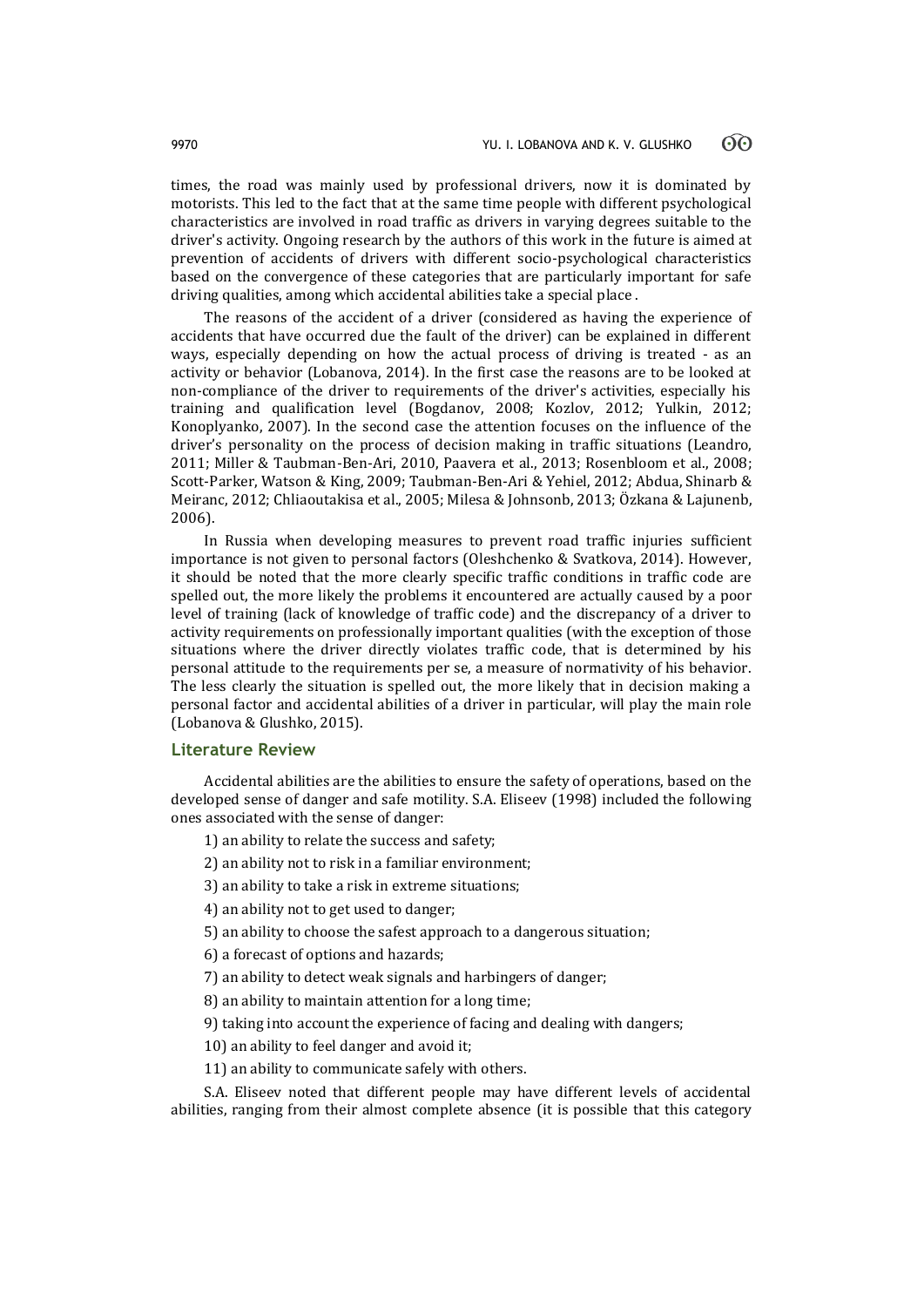times, the road was mainly used by professional drivers, now it is dominated by motorists. This led to the fact that at the same time people with different psychological characteristics are involved in road traffic as drivers in varying degrees suitable to the driver's activity. Ongoing research by the authors of this work in the future is aimed at prevention of accidents of drivers with different socio-psychological characteristics based on the convergence of these categories that are particularly important for safe driving qualities, among which accidental abilities take a special place .

The reasons of the accident of a driver (considered as having the experience of accidents that have occurred due the fault of the driver) can be explained in different ways, especially depending on how the actual process of driving is treated - as an activity or behavior (Lobanova, 2014). In the first case the reasons are to be looked at non-compliance of the driver to requirements of the driver's activities, especially his training and qualification level (Bogdanov, 2008; Kozlov, 2012; Yulkin, 2012; Konoplyanko, 2007). In the second case the attention focuses on the influence of the driver's personality on the process of decision making in traffic situations (Leandro, 2011; Miller & Taubman-Ben-Ari, 2010, Paavera et al., 2013; Rosenbloom et al., 2008; Scott-Parker, Watson & King, 2009; Taubman-Ben-Ari & Yehiel, 2012; Abdua, Shinarb & Meiranc, 2012; Chliaoutakisa et al., 2005; Milesa & Johnsonb, 2013; Özkana & Lajunenb, 2006).

In Russia when developing measures to prevent road traffic injuries sufficient importance is not given to personal factors (Oleshchenko & Svatkova, 2014). However, it should be noted that the more clearly specific traffic conditions in traffic code are spelled out, the more likely the problems it encountered are actually caused by a poor level of training (lack of knowledge of traffic code) and the discrepancy of a driver to activity requirements on professionally important qualities (with the exception of those situations where the driver directly violates traffic code, that is determined by his personal attitude to the requirements per se, a measure of normativity of his behavior. The less clearly the situation is spelled out, the more likely that in decision making a personal factor and accidental abilities of a driver in particular, will play the main role (Lobanova & Glushko, 2015).

## Literature Review

Accidental abilities are the abilities to ensure the safety of operations, based on the developed sense of danger and safe motility. S.A. Eliseev (1998) included the following ones associated with the sense of danger:

1) an ability to relate the success and safety;
2) an ability not to risk in a familiar environment;
3) an ability to take a risk in extreme situations;
4) an ability not to get used to danger;
5) an ability to choose the safest approach to a dangerous situation;
6) a forecast of options and hazards;
7) an ability to detect weak signals and harbingers of danger;
8) an ability to maintain attention for a long time;
9) taking into account the experience of facing and dealing with dangers;
10) an ability to feel danger and avoid it;
11) an ability to communicate safely with others.

S.A. Eliseev noted that different people may have different levels of accidental abilities, ranging from their almost complete absence (it is possible that this category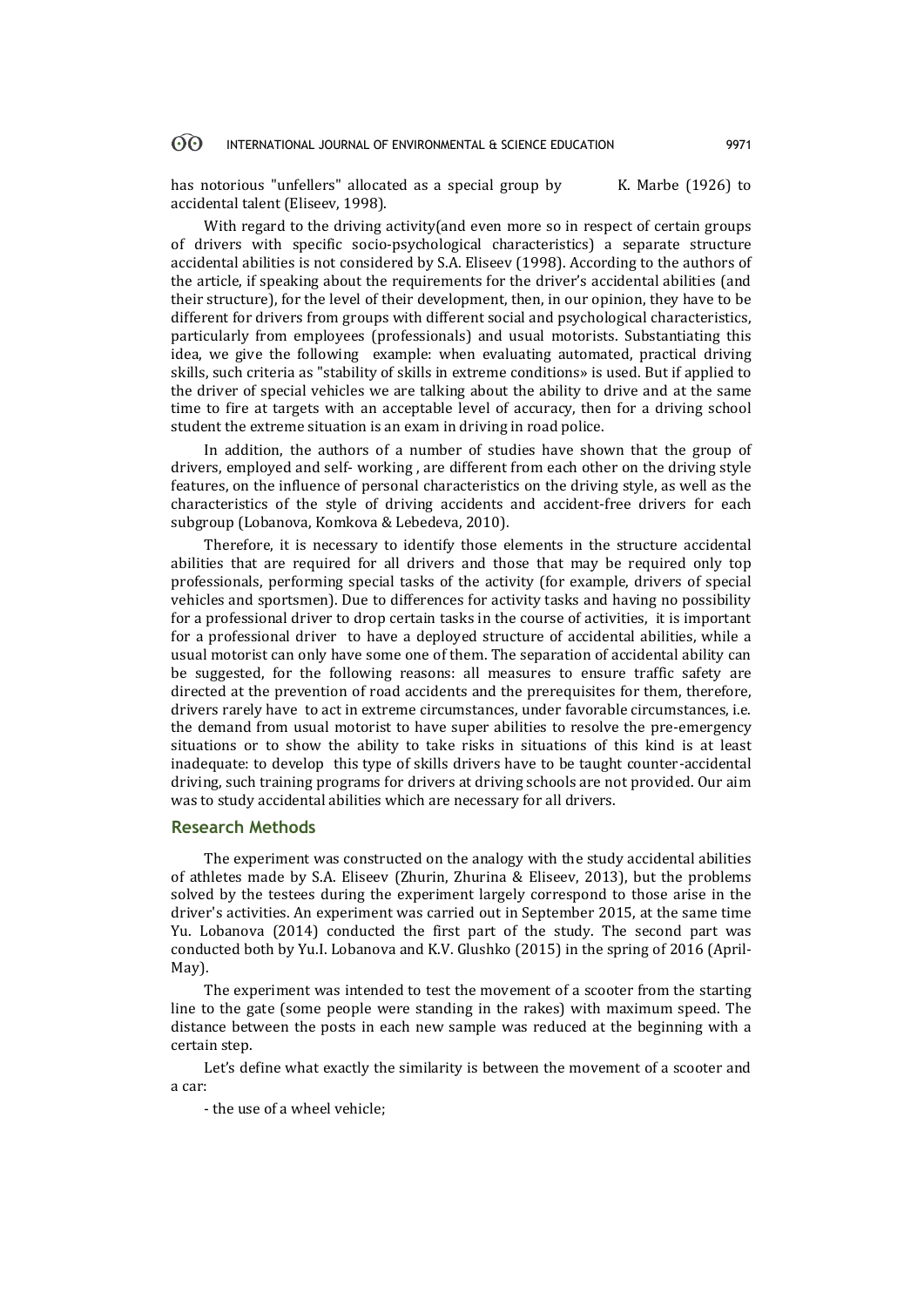has notorious "unfellers" allocated as a special group by K. Marbe (1926) to accidental talent (Eliseev, 1998).

With regard to the driving activity(and even more so in respect of certain groups of drivers with specific socio-psychological characteristics) a separate structure accidental abilities is not considered by S.A. Eliseev (1998). According to the authors of the article, if speaking about the requirements for the driver's accidental abilities (and their structure), for the level of their development, then, in our opinion, they have to be different for drivers from groups with different social and psychological characteristics, particularly from employees (professionals) and usual motorists. Substantiating this idea, we give the following example: when evaluating automated, practical driving skills, such criteria as "stability of skills in extreme conditions» is used. But if applied to the driver of special vehicles we are talking about the ability to drive and at the same time to fire at targets with an acceptable level of accuracy, then for a driving school student the extreme situation is an exam in driving in road police.

In addition, the authors of a number of studies have shown that the group of drivers, employed and self- working , are different from each other on the driving style features, on the influence of personal characteristics on the driving style, as well as the characteristics of the style of driving accidents and accident-free drivers for each subgroup (Lobanova, Komkova & Lebedeva, 2010).

Therefore, it is necessary to identify those elements in the structure accidental abilities that are required for all drivers and those that may be required only top professionals, performing special tasks of the activity (for example, drivers of special vehicles and sportsmen). Due to differences for activity tasks and having no possibility for a professional driver to drop certain tasks in the course of activities, it is important for a professional driver to have a deployed structure of accidental abilities, while a usual motorist can only have some one of them. The separation of accidental ability can be suggested, for the following reasons: all measures to ensure traffic safety are directed at the prevention of road accidents and the prerequisites for them, therefore, drivers rarely have to act in extreme circumstances, under favorable circumstances, i.e. the demand from usual motorist to have super abilities to resolve the pre-emergency situations or to show the ability to take risks in situations of this kind is at least inadequate: to develop this type of skills drivers have to be taught counter-accidental driving, such training programs for drivers at driving schools are not provided. Our aim was to study accidental abilities which are necessary for all drivers.

## Research Methods

The experiment was constructed on the analogy with the study accidental abilities of athletes made by S.A. Eliseev (Zhurin, Zhurina & Eliseev, 2013), but the problems solved by the testees during the experiment largely correspond to those arise in the driver's activities. An experiment was carried out in September 2015, at the same time Yu. Lobanova (2014) conducted the first part of the study. The second part was conducted both by Yu.I. Lobanova and K.V. Glushko (2015) in the spring of 2016 (April-May).

The experiment was intended to test the movement of a scooter from the starting line to the gate (some people were standing in the rakes) with maximum speed. The distance between the posts in each new sample was reduced at the beginning with a certain step.

Let's define what exactly the similarity is between the movement of a scooter and a car:

- the use of a wheel vehicle;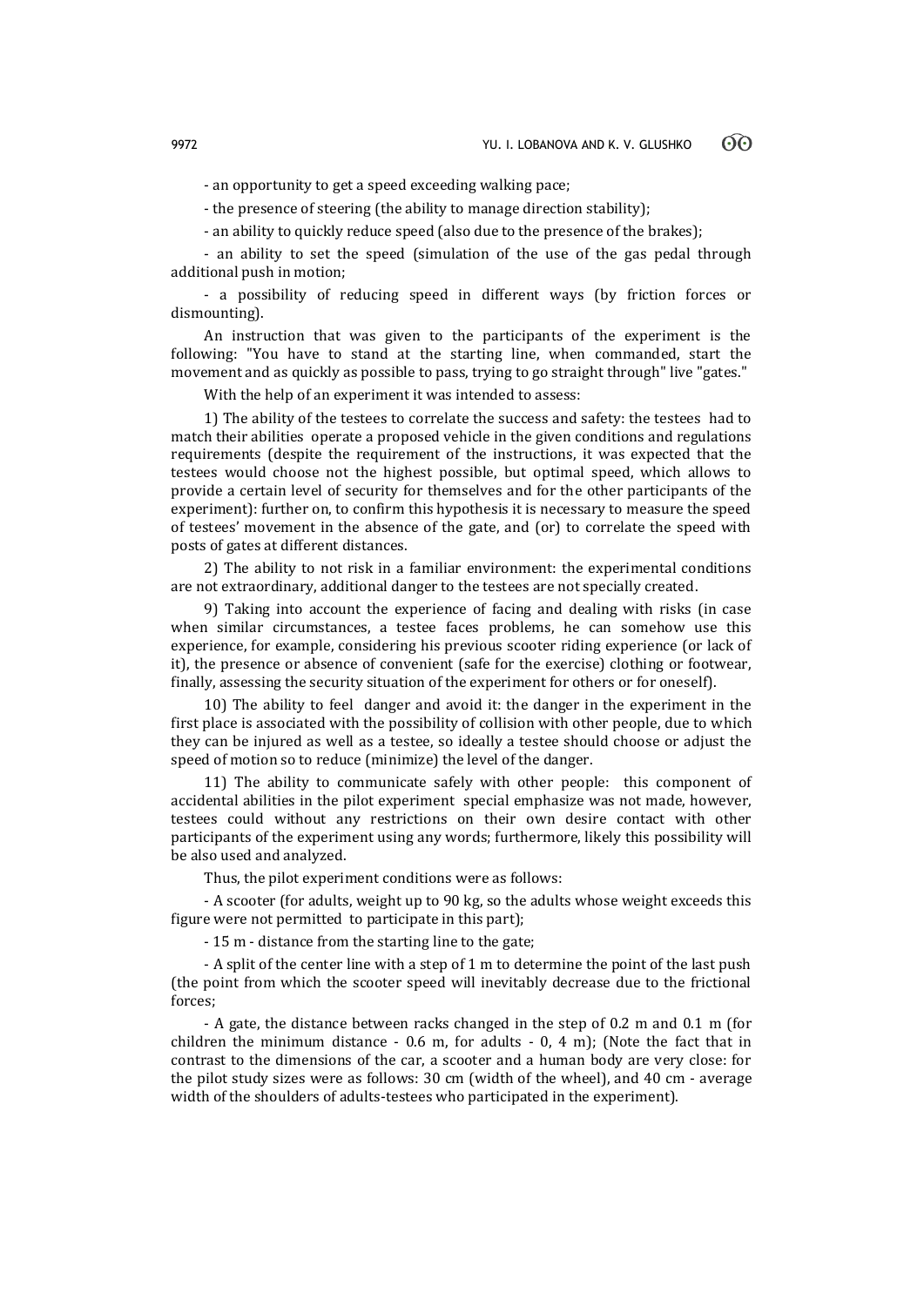- an opportunity to get a speed exceeding walking pace;

- the presence of steering (the ability to manage direction stability);

- an ability to quickly reduce speed (also due to the presence of the brakes);

- an ability to set the speed (simulation of the use of the gas pedal through additional push in motion;

- a possibility of reducing speed in different ways (by friction forces or dismounting).

An instruction that was given to the participants of the experiment is the following: "You have to stand at the starting line, when commanded, start the movement and as quickly as possible to pass, trying to go straight through" live "gates."

With the help of an experiment it was intended to assess:

1) The ability of the testees to correlate the success and safety: the testees had to match their abilities operate a proposed vehicle in the given conditions and regulations requirements (despite the requirement of the instructions, it was expected that the testees would choose not the highest possible, but optimal speed, which allows to provide a certain level of security for themselves and for the other participants of the experiment): further on, to confirm this hypothesis it is necessary to measure the speed of testees' movement in the absence of the gate, and (or) to correlate the speed with posts of gates at different distances.

2) The ability to not risk in a familiar environment: the experimental conditions are not extraordinary, additional danger to the testees are not specially created.

9) Taking into account the experience of facing and dealing with risks (in case when similar circumstances, a testee faces problems, he can somehow use this experience, for example, considering his previous scooter riding experience (or lack of it), the presence or absence of convenient (safe for the exercise) clothing or footwear, finally, assessing the security situation of the experiment for others or for oneself).

10) The ability to feel danger and avoid it: the danger in the experiment in the first place is associated with the possibility of collision with other people, due to which they can be injured as well as a testee, so ideally a testee should choose or adjust the speed of motion so to reduce (minimize) the level of the danger.

11) The ability to communicate safely with other people: this component of accidental abilities in the pilot experiment special emphasize was not made, however, testees could without any restrictions on their own desire contact with other participants of the experiment using any words; furthermore, likely this possibility will be also used and analyzed.

Thus, the pilot experiment conditions were as follows:

- A scooter (for adults, weight up to 90 kg, so the adults whose weight exceeds this figure were not permitted to participate in this part);

- 15 m - distance from the starting line to the gate;

- A split of the center line with a step of 1 m to determine the point of the last push (the point from which the scooter speed will inevitably decrease due to the frictional forces;

- A gate, the distance between racks changed in the step of 0.2 m and 0.1 m (for children the minimum distance - 0.6 m, for adults - 0, 4 m); (Note the fact that in contrast to the dimensions of the car, a scooter and a human body are very close: for the pilot study sizes were as follows: 30 cm (width of the wheel), and 40 cm - average width of the shoulders of adults-testees who participated in the experiment).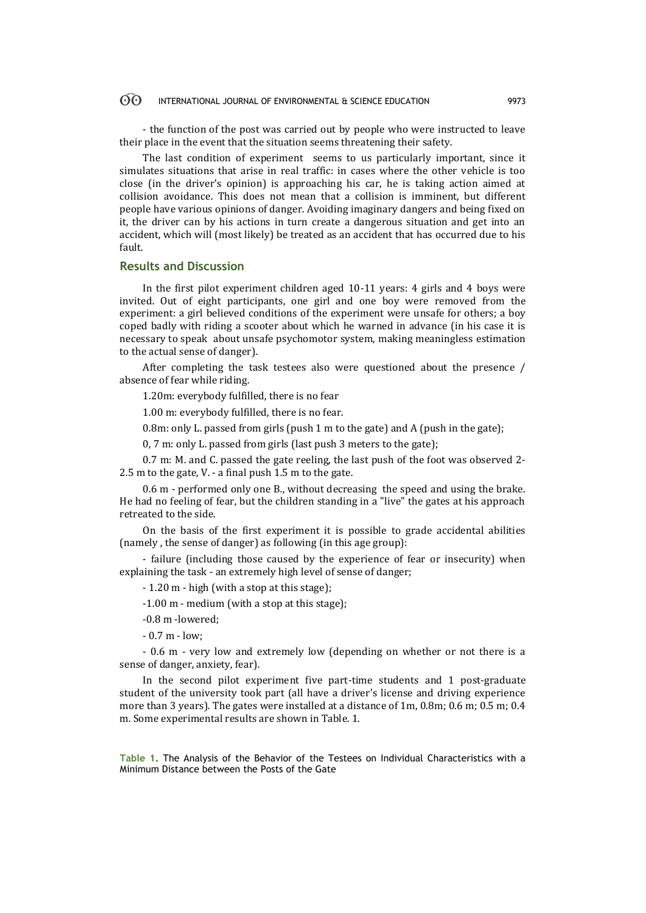- the function of the post was carried out by people who were instructed to leave their place in the event that the situation seems threatening their safety.

The last condition of experiment seems to us particularly important, since it simulates situations that arise in real traffic: in cases where the other vehicle is too close (in the driver's opinion) is approaching his car, he is taking action aimed at collision avoidance. This does not mean that a collision is imminent, but different people have various opinions of danger. Avoiding imaginary dangers and being fixed on it, the driver can by his actions in turn create a dangerous situation and get into an accident, which will (most likely) be treated as an accident that has occurred due to his fault.

## Results and Discussion

In the first pilot experiment children aged 10-11 years: 4 girls and 4 boys were invited. Out of eight participants, one girl and one boy were removed from the experiment: a girl believed conditions of the experiment were unsafe for others; a boy coped badly with riding a scooter about which he warned in advance (in his case it is necessary to speak about unsafe psychomotor system, making meaningless estimation to the actual sense of danger).

After completing the task testees also were questioned about the presence / absence of fear while riding.

1.20m: everybody fulfilled, there is no fear

1.00 m: everybody fulfilled, there is no fear.

0.8m: only L. passed from girls (push 1 m to the gate) and A (push in the gate);

0, 7 m: only L. passed from girls (last push 3 meters to the gate);

0.7 m: M. and C. passed the gate reeling, the last push of the foot was observed 2-2.5 m to the gate, V. - a final push 1.5 m to the gate.

0.6 m - performed only one B., without decreasing the speed and using the brake. He had no feeling of fear, but the children standing in a "live" the gates at his approach retreated to the side.

On the basis of the first experiment it is possible to grade accidental abilities (namely , the sense of danger) as following (in this age group):

- failure (including those caused by the experience of fear or insecurity) when explaining the task - an extremely high level of sense of danger;

- 1.20 m - high (with a stop at this stage);

-1.00 m - medium (with a stop at this stage);

-0.8 m -lowered;

- 0.7 m - low;

- 0.6 m - very low and extremely low (depending on whether or not there is a sense of danger, anxiety, fear).

In the second pilot experiment five part-time students and 1 post-graduate student of the university took part (all have a driver's license and driving experience more than 3 years). The gates were installed at a distance of 1m, 0.8m; 0.6 m; 0.5 m; 0.4 m. Some experimental results are shown in Table. 1.

**Table 1.** The Analysis of the Behavior of the Testees on Individual Characteristics with a Minimum Distance between the Posts of the Gate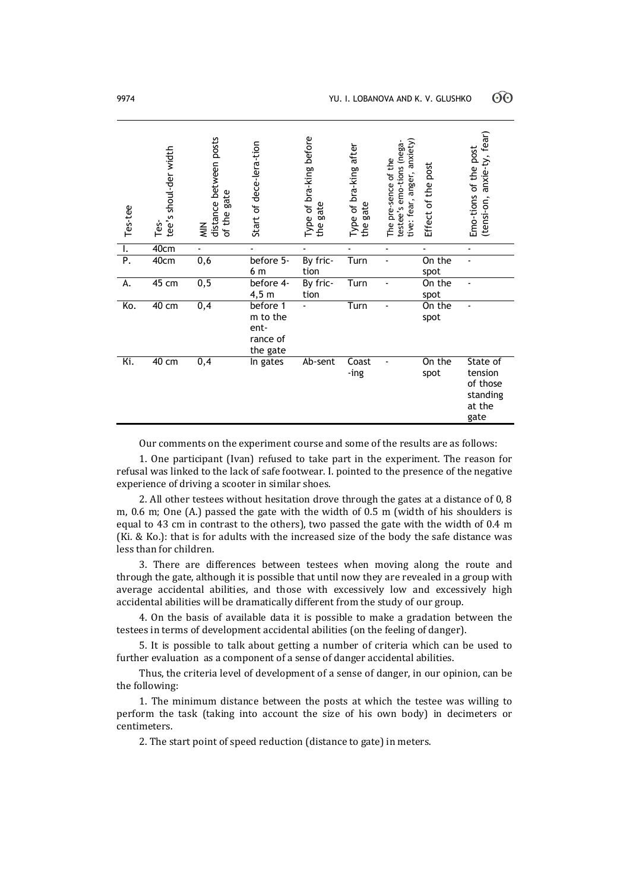| Tes-tee | Tes-tee's shoul-der width | MIN distance between posts of the gate | Start of dece-lera-tion | Type of bra-king before the gate | Type of bra-king after the gate | The pre-sence of the testee's emo-tions (nega-tive: fear, anger, anxiety) | Effect of the post | Emo-tions of the post (tensi-on, anxie-ty, fear) |
|---|---|---|---|---|---|---|---|---|
| I. | 40cm | - | - | - | - | - | - | - |
| P. | 40cm | 0,6 | before 5-6 m | By fric-tion | Turn | - | On the spot | - |
| A. | 45 cm | 0,5 | before 4-4,5 m | By fric-tion | Turn | - | On the spot | - |
| Ko. | 40 cm | 0,4 | before 1 m to the ent-rance of the gate | - | Turn | - | On the spot | - |
| Ki. | 40 cm | 0,4 | In gates | Ab-sent | Coast-ing | - | On the spot | State of tension of those standing at the gate |

Our comments on the experiment course and some of the results are as follows:

1. One participant (Ivan) refused to take part in the experiment. The reason for refusal was linked to the lack of safe footwear. I. pointed to the presence of the negative experience of driving a scooter in similar shoes.

2. All other testees without hesitation drove through the gates at a distance of 0, 8 m, 0.6 m; One (A.) passed the gate with the width of 0.5 m (width of his shoulders is equal to 43 cm in contrast to the others), two passed the gate with the width of 0.4 m (Ki. & Ko.): that is for adults with the increased size of the body the safe distance was less than for children.

3. There are differences between testees when moving along the route and through the gate, although it is possible that until now they are revealed in a group with average accidental abilities, and those with excessively low and excessively high accidental abilities will be dramatically different from the study of our group.

4. On the basis of available data it is possible to make a gradation between the testees in terms of development accidental abilities (on the feeling of danger).

5. It is possible to talk about getting a number of criteria which can be used to further evaluation as a component of a sense of danger accidental abilities.

Thus, the criteria level of development of a sense of danger, in our opinion, can be the following:

1. The minimum distance between the posts at which the testee was willing to perform the task (taking into account the size of his own body) in decimeters or centimeters.

2. The start point of speed reduction (distance to gate) in meters.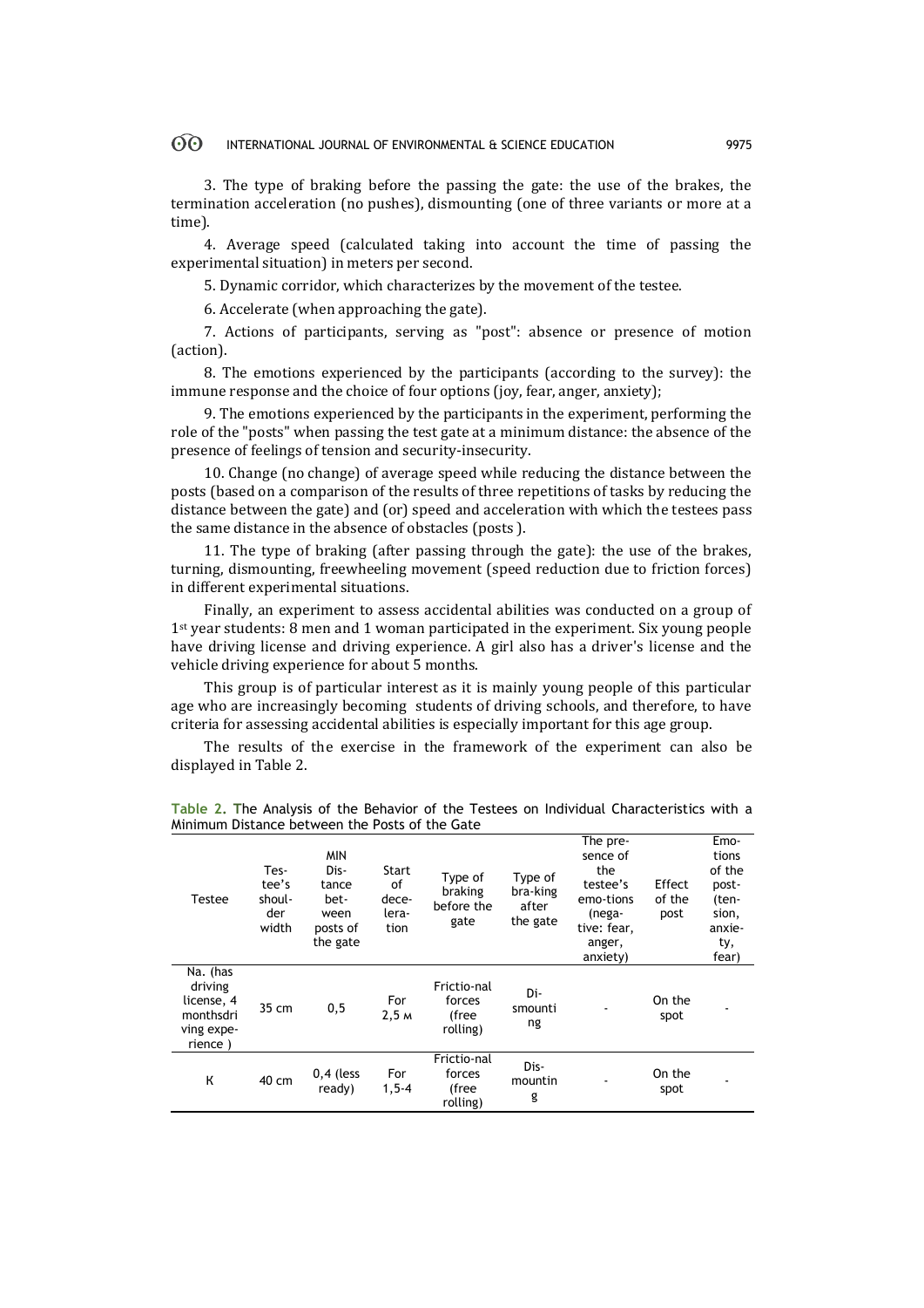3. The type of braking before the passing the gate: the use of the brakes, the termination acceleration (no pushes), dismounting (one of three variants or more at a time).

4. Average speed (calculated taking into account the time of passing the experimental situation) in meters per second.

5. Dynamic corridor, which characterizes by the movement of the testee.

6. Accelerate (when approaching the gate).

7. Actions of participants, serving as "post": absence or presence of motion (action).

8. The emotions experienced by the participants (according to the survey): the immune response and the choice of four options (joy, fear, anger, anxiety);

9. The emotions experienced by the participants in the experiment, performing the role of the "posts" when passing the test gate at a minimum distance: the absence of the presence of feelings of tension and security-insecurity.

10. Change (no change) of average speed while reducing the distance between the posts (based on a comparison of the results of three repetitions of tasks by reducing the distance between the gate) and (or) speed and acceleration with which the testees pass the same distance in the absence of obstacles (posts ).

11. The type of braking (after passing through the gate): the use of the brakes, turning, dismounting, freewheeling movement (speed reduction due to friction forces) in different experimental situations.

Finally, an experiment to assess accidental abilities was conducted on a group of 1st year students: 8 men and 1 woman participated in the experiment. Six young people have driving license and driving experience. A girl also has a driver's license and the vehicle driving experience for about 5 months.

This group is of particular interest as it is mainly young people of this particular age who are increasingly becoming students of driving schools, and therefore, to have criteria for assessing accidental abilities is especially important for this age group.

The results of the exercise in the framework of the experiment can also be displayed in Table 2.

**Table 2.** The Analysis of the Behavior of the Testees on Individual Characteristics with a Minimum Distance between the Posts of the Gate

| Testee | Tes-tee's shoul-der width | MIN Dis-tance bet-ween posts of the gate | Start of dece-lera-tion | Type of braking before the gate | Type of bra-king after the gate | The pre-sence of the testee's emo-tions (nega-tive: fear, anger, anxiety) | Effect of the post | Emo-tions of the post- (ten-sion, anxie-ty, fear) |
|---|---|---|---|---|---|---|---|---|
| Na. (has driving license, 4 monthsdri ving expe-rience ) | 35 cm | 0,5 | For 2,5 м | Frictio-nal forces (free rolling) | Di-smounti ng | - | On the spot | - |
| K | 40 cm | 0,4 (less ready) | For 1,5-4 | Frictio-nal forces (free rolling) | Dis-mountin g | - | On the spot | - |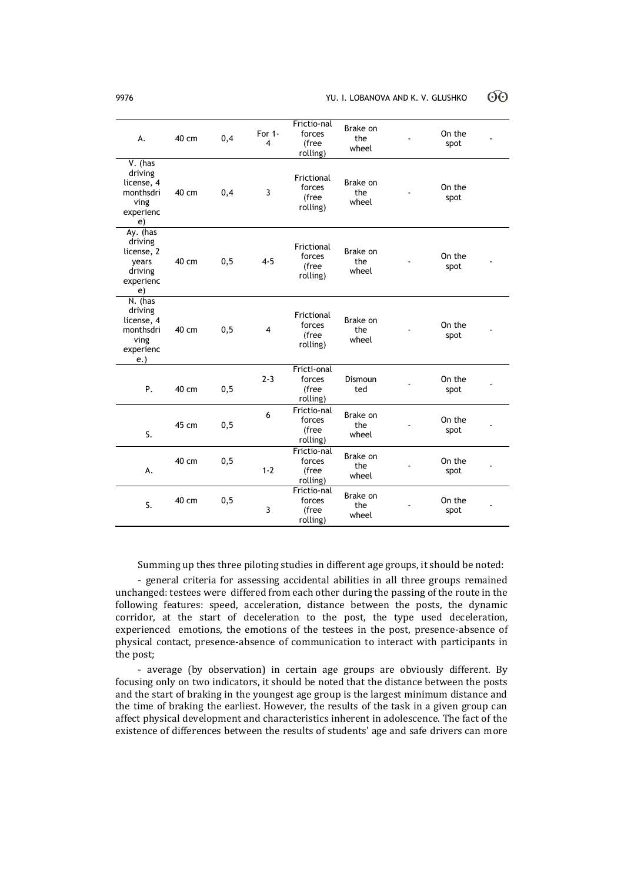| A. | 40 cm | 0,4 | For 1-4 | Frictio-nal forces (free rolling) | Brake on the wheel | - | On the spot | - |
|---|---|---|---|---|---|---|---|---|
| V. (has driving license, 4 monthsdriving experience) | 40 cm | 0,4 | 3 | Frictional forces (free rolling) | Brake on the wheel | - | On the spot | |
| Ay. (has driving license, 2 years driving experience) | 40 cm | 0,5 | 4-5 | Frictional forces (free rolling) | Brake on the wheel | - | On the spot | - |
| N. (has driving license, 4 monthsdriving experience.) | 40 cm | 0,5 | 4 | Frictional forces (free rolling) | Brake on the wheel | - | On the spot | - |
| P. | 40 cm | 0,5 | 2-3 | Fricti-onal forces (free rolling) | Dismounted | - | On the spot | - |
| S. | 45 cm | 0,5 | 6 | Frictio-nal forces (free rolling) | Brake on the wheel | - | On the spot | - |
| A. | 40 cm | 0,5 | 1-2 | Frictio-nal forces (free rolling) | Brake on the wheel | - | On the spot | - |
| S. | 40 cm | 0,5 | 3 | Frictio-nal forces (free rolling) | Brake on the wheel | - | On the spot | - |

Summing up thes three piloting studies in different age groups, it should be noted:

- general criteria for assessing accidental abilities in all three groups remained unchanged: testees were differed from each other during the passing of the route in the following features: speed, acceleration, distance between the posts, the dynamic corridor, at the start of deceleration to the post, the type used deceleration, experienced emotions, the emotions of the testees in the post, presence-absence of physical contact, presence-absence of communication to interact with participants in the post;

- average (by observation) in certain age groups are obviously different. By focusing only on two indicators, it should be noted that the distance between the posts and the start of braking in the youngest age group is the largest minimum distance and the time of braking the earliest. However, the results of the task in a given group can affect physical development and characteristics inherent in adolescence. The fact of the existence of differences between the results of students' age and safe drivers can more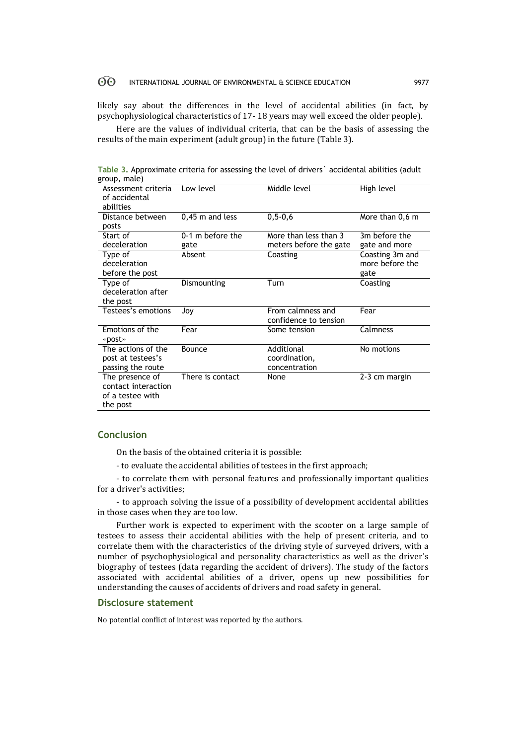likely say about the differences in the level of accidental abilities (in fact, by psychophysiological characteristics of 17- 18 years may well exceed the older people).

Here are the values of individual criteria, that can be the basis of assessing the results of the main experiment (adult group) in the future (Table 3).

**Table 3.** Approximate criteria for assessing the level of drivers` accidental abilities (adult group, male)

| Assessment criteria of accidental abilities | Low level | Middle level | High level |
|---|---|---|---|
| Distance between posts | 0,45 m and less | 0,5-0,6 | More than 0,6 m |
| Start of deceleration | 0-1 m before the gate | More than less than 3 meters before the gate | 3m before the gate and more |
| Type of deceleration before the post | Absent | Coasting | Coasting 3m and more before the gate |
| Type of deceleration after the post | Dismounting | Turn | Coasting |
| Testees's emotions | Joy | From calmness and confidence to tension | Fear |
| Emotions of the «post» | Fear | Some tension | Calmness |
| The actions of the post at testees's passing the route | Bounce | Additional coordination, concentration | No motions |
| The presence of contact interaction of a testee with the post | There is contact | None | 2-3 cm margin |

## Conclusion

On the basis of the obtained criteria it is possible:

- to evaluate the accidental abilities of testees in the first approach;

- to correlate them with personal features and professionally important qualities for a driver's activities;

- to approach solving the issue of a possibility of development accidental abilities in those cases when they are too low.

Further work is expected to experiment with the scooter on a large sample of testees to assess their accidental abilities with the help of present criteria, and to correlate them with the characteristics of the driving style of surveyed drivers, with a number of psychophysiological and personality characteristics as well as the driver's biography of testees (data regarding the accident of drivers). The study of the factors associated with accidental abilities of a driver, opens up new possibilities for understanding the causes of accidents of drivers and road safety in general.

## Disclosure statement

No potential conflict of interest was reported by the authors.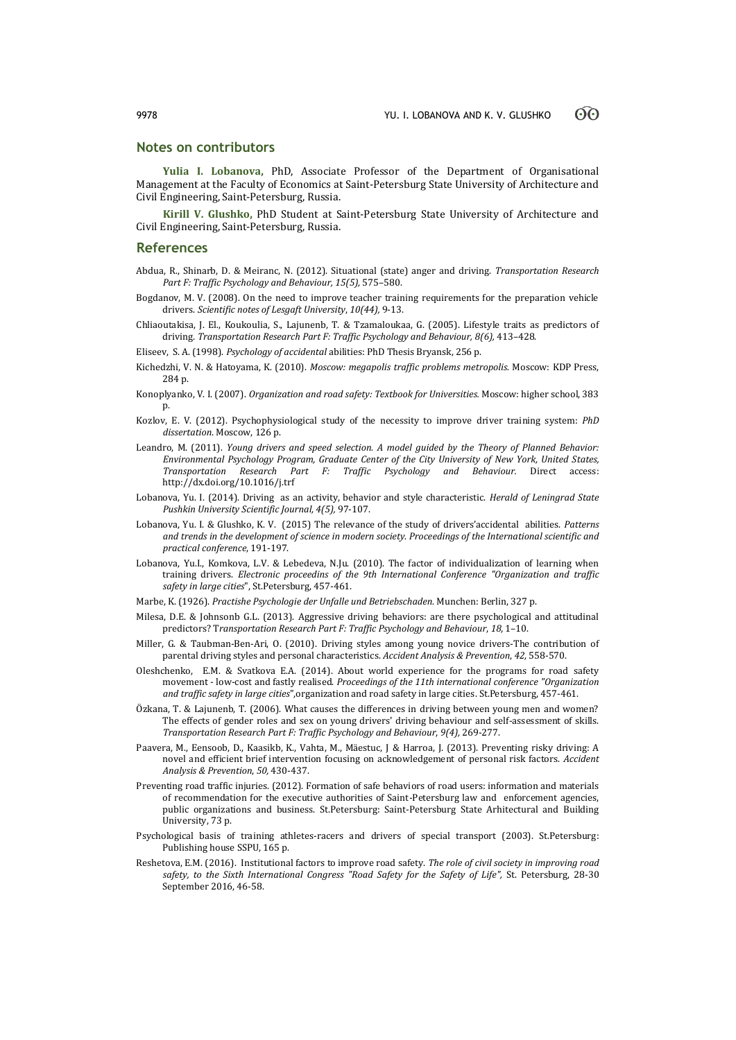## Notes on contributors

**Yulia I. Lobanova,** PhD, Associate Professor of the Department of Organisational Management at the Faculty of Economics at Saint-Petersburg State University of Architecture and Civil Engineering, Saint-Petersburg, Russia.

**Kirill V. Glushko,** PhD Student at Saint-Petersburg State University of Architecture and Civil Engineering, Saint-Petersburg, Russia.

## References

Abdua, R., Shinarb, D. & Meiranc, N. (2012). Situational (state) anger and driving. *Transportation Research Part F: Traffic Psychology and Behaviour, 15(5),* 575–580.

Bogdanov, M. V. (2008). On the need to improve teacher training requirements for the preparation vehicle drivers. *Scientific notes of Lesgaft University*, *10(44),* 9-13.

Chliaoutakisa, J. El., Koukoulia, S., Lajunenb, T. & Tzamaloukaa, G. (2005). Lifestyle traits as predictors of driving. *Transportation Research Part F: Traffic Psychology and Behaviour, 8(6),* 413–428.

Eliseev, S. A. (1998). *Psychology of accidental* abilities: PhD Thesis Bryansk, 256 p.

Kichedzhi, V. N. & Hatoyama, K. (2010). *Moscow: megapolis traffic problems metropolis.* Moscow: KDP Press, 284 p.

Konoplyanko, V. I. (2007). *Organization and road safety: Textbook for Universities.* Moscow: higher school, 383 p.

Kozlov, E. V. (2012). Psychophysiological study of the necessity to improve driver training system: *PhD dissertation.* Moscow, 126 p.

Leandro, M. (2011). *Young drivers and speed selection. A model guided by the Theory of Planned Behavior: Environmental Psychology Program, Graduate Center of the City University of New York, United States, Transportation Research Part F: Traffic Psychology and Behaviour.* Direct access: http://dx.doi.org/10.1016/j.trf

Lobanova, Yu. I. (2014). Driving as an activity, behavior and style characteristic. *Herald of Leningrad State Pushkin University Scientific Journal, 4(5),* 97-107.

Lobanova, Yu. I. & Glushko, K. V. (2015) The relevance of the study of drivers'accidental abilities. *Patterns and trends in the development of science in modern society. Proceedings of the International scientific and practical conference*, 191-197.

Lobanova, Yu.I., Komkova, L.V. & Lebedeva, N.Ju. (2010). The factor of individualization of learning when training drivers. *Electronic proceedins of the 9th International Conference "Organization and traffic safety in large cities*", St.Petersburg, 457-461.

Marbe, K. (1926). *Practishe Psychologie der Unfalle und Betriebschaden.* Munchen: Berlin, 327 p.

Milesa, D.E. & Johnsonb G.L. (2013). Aggressive driving behaviors: are there psychological and attitudinal predictors? T*ransportation Research Part F: Traffic Psychology and Behaviour*, *18,* 1–10.

Miller, G. & Taubman-Ben-Ari, O. (2010). Driving styles among young novice drivers-The contribution of parental driving styles and personal characteristics. *Accident Analysis & Prevention*, *42,* 558-570.

Oleshchenko, E.M. & Svatkova E.A. (2014). About world experience for the programs for road safety movement - low-cost and fastly realised. *Proceedings of the 11th international conference "Organization and traffic safety in large cities*",organization and road safety in large cities. St.Petersburg, 457-461.

Özkana, T. & Lajunenb, T. (2006). What causes the differences in driving between young men and women? The effects of gender roles and sex on young drivers' driving behaviour and self-assessment of skills. *Transportation Research Part F: Traffic Psychology and Behaviour*, *9(4),* 269-277.

Paavera, M., Eensoob, D., Kaasikb, K., Vahta, M., Mäestuc, J & Harroa, J. (2013). Preventing risky driving: A novel and efficient brief intervention focusing on acknowledgement of personal risk factors. *Accident Analysis & Prevention*, *50,* 430-437.

Preventing road traffic injuries. (2012). Formation of safe behaviors of road users: information and materials of recommendation for the executive authorities of Saint-Petersburg law and enforcement agencies, public organizations and business. St.Petersburg: Saint-Petersburg State Arhitectural and Building University, 73 p.

Psychological basis of training athletes-racers and drivers of special transport (2003). St.Petersburg: Publishing house SSPU, 165 p.

Reshetova, E.M. (2016). Institutional factors to improve road safety. *The role of civil society in improving road safety, to the Sixth International Congress "Road Safety for the Safety of Life",* St. Petersburg, 28-30 September 2016, 46-58.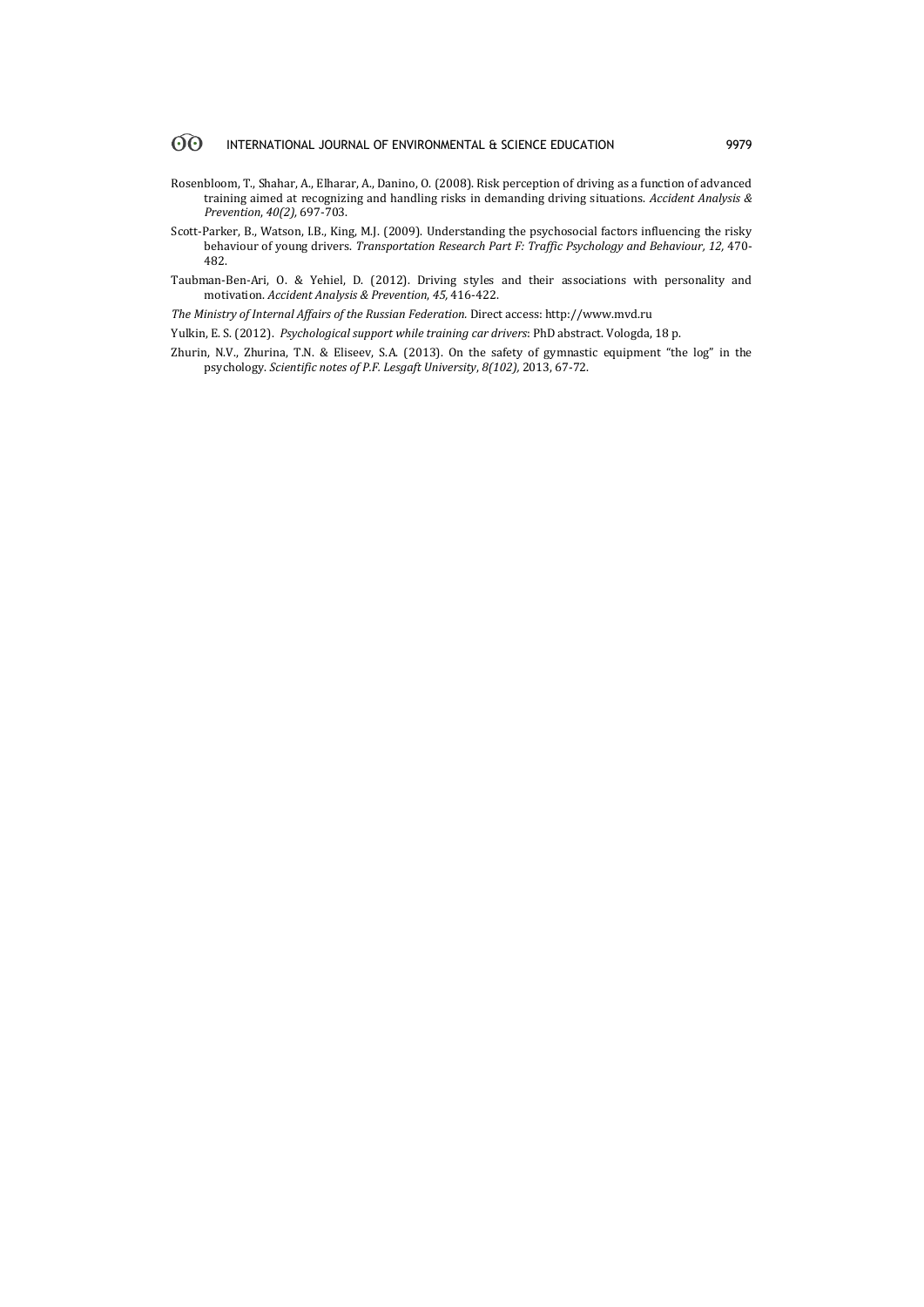Rosenbloom, T., Shahar, A., Elharar, A., Danino, O. (2008). Risk perception of driving as a function of advanced training aimed at recognizing and handling risks in demanding driving situations. *Accident Analysis & Prevention*, *40(2)*, 697-703.

Scott-Parker, B., Watson, I.B., King, M.J. (2009). Understanding the psychosocial factors influencing the risky behaviour of young drivers. *Transportation Research Part F: Traffic Psychology and Behaviour, 12*, 470-482.

Taubman-Ben-Ari, O. & Yehiel, D. (2012). Driving styles and their associations with personality and motivation. *Accident Analysis & Prevention*, *45*, 416-422.

*The Ministry of Internal Affairs of the Russian Federation*. Direct access: http://www.mvd.ru

Yulkin, E. S. (2012). *Psychological support while training car drivers*: PhD abstract. Vologda, 18 p.

Zhurin, N.V., Zhurina, T.N. & Eliseev, S.A. (2013). On the safety of gymnastic equipment "the log" in the psychology. *Scientific notes of P.F. Lesgaft University*, *8(102)*, 2013, 67-72.